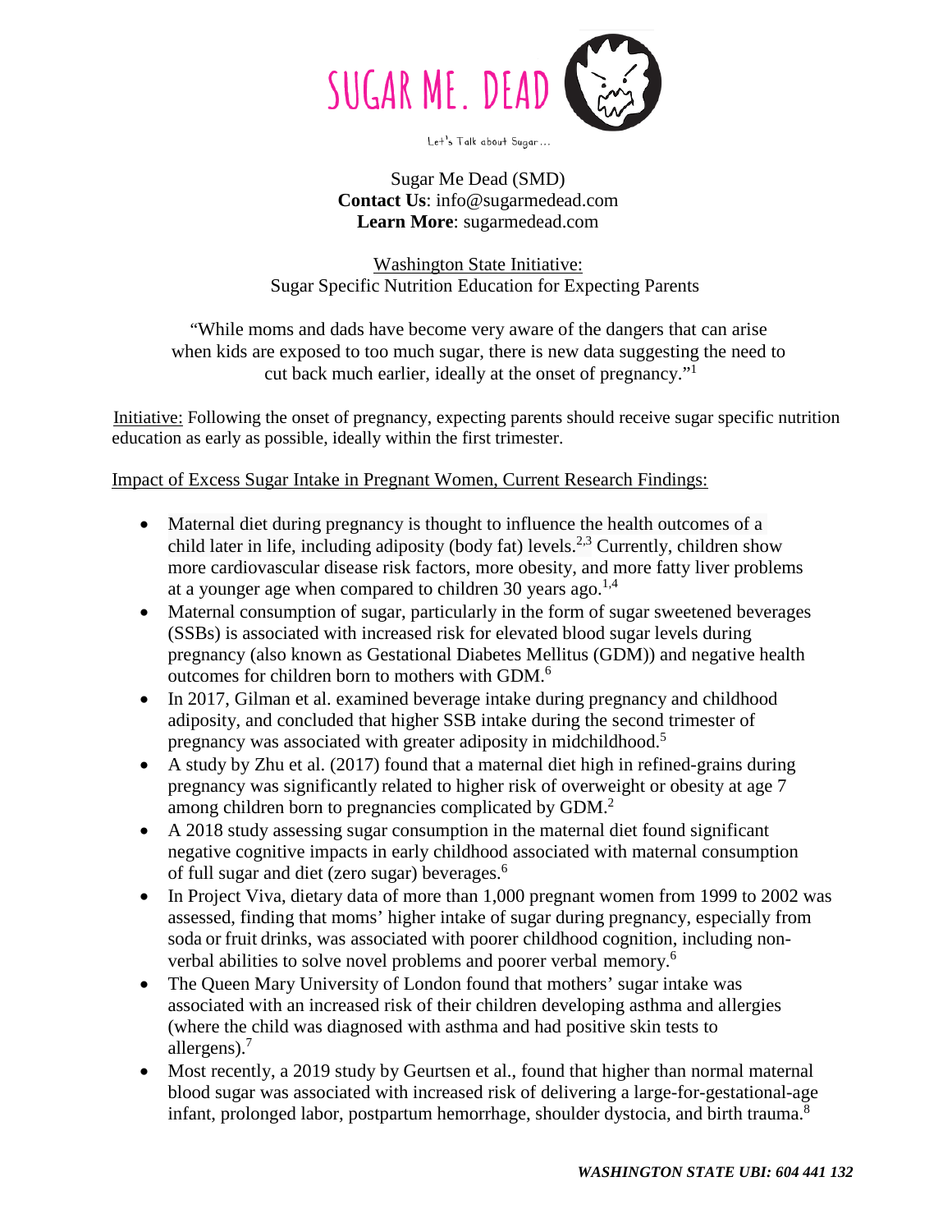# SUGAR ME. DEAD

Let's Talk about Sugar...

Sugar Me Dead (SMD)
**Contact Us**: info@sugarmedead.com
**Learn More**: sugarmedead.com

## Washington State Initiative:
Sugar Specific Nutrition Education for Expecting Parents

"While moms and dads have become very aware of the dangers that can arise when kids are exposed to too much sugar, there is new data suggesting the need to cut back much earlier, ideally at the onset of pregnancy."[1]

Initiative: Following the onset of pregnancy, expecting parents should receive sugar specific nutrition education as early as possible, ideally within the first trimester.

Impact of Excess Sugar Intake in Pregnant Women, Current Research Findings:

- Maternal diet during pregnancy is thought to influence the health outcomes of a child later in life, including adiposity (body fat) levels.[2,3] Currently, children show more cardiovascular disease risk factors, more obesity, and more fatty liver problems at a younger age when compared to children 30 years ago.[1,4]
- Maternal consumption of sugar, particularly in the form of sugar sweetened beverages (SSBs) is associated with increased risk for elevated blood sugar levels during pregnancy (also known as Gestational Diabetes Mellitus (GDM)) and negative health outcomes for children born to mothers with GDM.[6]
- In 2017, Gilman et al. examined beverage intake during pregnancy and childhood adiposity, and concluded that higher SSB intake during the second trimester of pregnancy was associated with greater adiposity in midchildhood.[5]
- A study by Zhu et al. (2017) found that a maternal diet high in refined-grains during pregnancy was significantly related to higher risk of overweight or obesity at age 7 among children born to pregnancies complicated by GDM.[2]
- A 2018 study assessing sugar consumption in the maternal diet found significant negative cognitive impacts in early childhood associated with maternal consumption of full sugar and diet (zero sugar) beverages.[6]
- In Project Viva, dietary data of more than 1,000 pregnant women from 1999 to 2002 was assessed, finding that moms' higher intake of sugar during pregnancy, especially from soda or fruit drinks, was associated with poorer childhood cognition, including non-verbal abilities to solve novel problems and poorer verbal memory.[6]
- The Queen Mary University of London found that mothers' sugar intake was associated with an increased risk of their children developing asthma and allergies (where the child was diagnosed with asthma and had positive skin tests to allergens).[7]
- Most recently, a 2019 study by Geurtsen et al., found that higher than normal maternal blood sugar was associated with increased risk of delivering a large-for-gestational-age infant, prolonged labor, postpartum hemorrhage, shoulder dystocia, and birth trauma.[8]

***WASHINGTON STATE UBI: 604 441 132***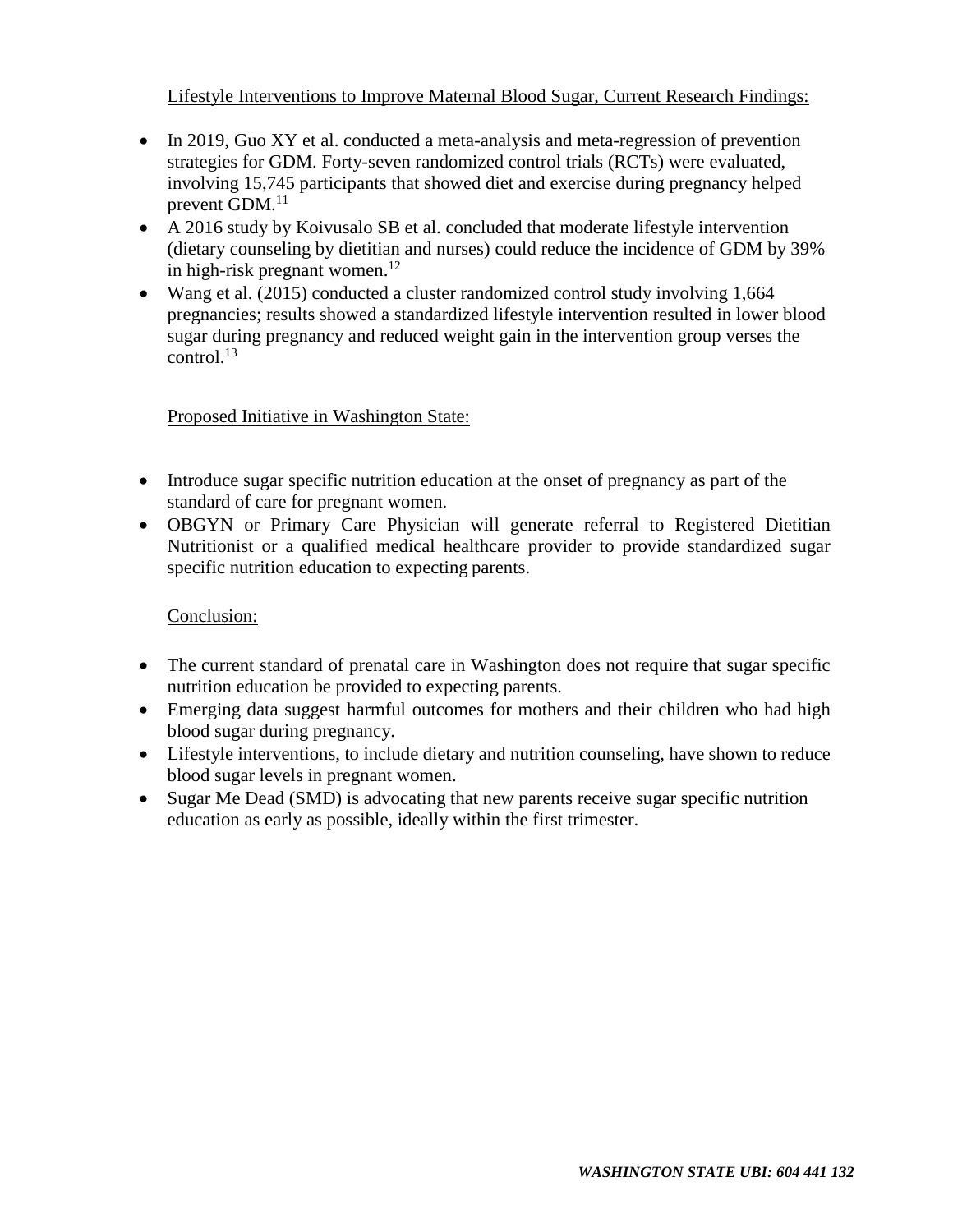Lifestyle Interventions to Improve Maternal Blood Sugar, Current Research Findings:

- In 2019, Guo XY et al. conducted a meta-analysis and meta-regression of prevention strategies for GDM. Forty-seven randomized control trials (RCTs) were evaluated, involving 15,745 participants that showed diet and exercise during pregnancy helped prevent GDM.[11]
- A 2016 study by Koivusalo SB et al. concluded that moderate lifestyle intervention (dietary counseling by dietitian and nurses) could reduce the incidence of GDM by 39% in high-risk pregnant women.[12]
- Wang et al. (2015) conducted a cluster randomized control study involving 1,664 pregnancies; results showed a standardized lifestyle intervention resulted in lower blood sugar during pregnancy and reduced weight gain in the intervention group verses the control.[13]

Proposed Initiative in Washington State:

- Introduce sugar specific nutrition education at the onset of pregnancy as part of the standard of care for pregnant women.
- OBGYN or Primary Care Physician will generate referral to Registered Dietitian Nutritionist or a qualified medical healthcare provider to provide standardized sugar specific nutrition education to expecting parents.

Conclusion:

- The current standard of prenatal care in Washington does not require that sugar specific nutrition education be provided to expecting parents.
- Emerging data suggest harmful outcomes for mothers and their children who had high blood sugar during pregnancy.
- Lifestyle interventions, to include dietary and nutrition counseling, have shown to reduce blood sugar levels in pregnant women.
- Sugar Me Dead (SMD) is advocating that new parents receive sugar specific nutrition education as early as possible, ideally within the first trimester.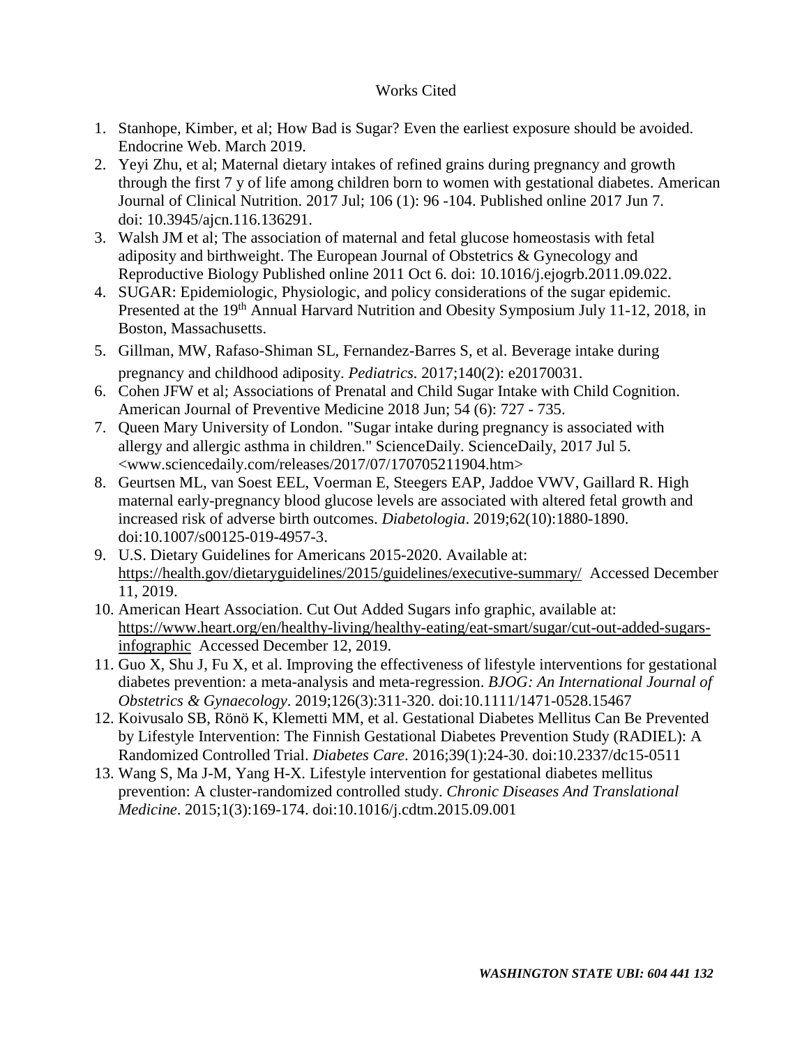# Works Cited

1. Stanhope, Kimber, et al; How Bad is Sugar? Even the earliest exposure should be avoided. Endocrine Web. March 2019.
2. Yeyi Zhu, et al; Maternal dietary intakes of refined grains during pregnancy and growth through the first 7 y of life among children born to women with gestational diabetes. American Journal of Clinical Nutrition. 2017 Jul; 106 (1): 96 -104. Published online 2017 Jun 7. doi: 10.3945/ajcn.116.136291.
3. Walsh JM et al; The association of maternal and fetal glucose homeostasis with fetal adiposity and birthweight. The European Journal of Obstetrics & Gynecology and Reproductive Biology Published online 2011 Oct 6. doi: 10.1016/j.ejogrb.2011.09.022.
4. SUGAR: Epidemiologic, Physiologic, and policy considerations of the sugar epidemic. Presented at the 19th Annual Harvard Nutrition and Obesity Symposium July 11-12, 2018, in Boston, Massachusetts.
5. Gillman, MW, Rafaso-Shiman SL, Fernandez-Barres S, et al. Beverage intake during pregnancy and childhood adiposity. *Pediatrics*. 2017;140(2): e20170031.
6. Cohen JFW et al; Associations of Prenatal and Child Sugar Intake with Child Cognition. American Journal of Preventive Medicine 2018 Jun; 54 (6): 727 - 735.
7. Queen Mary University of London. "Sugar intake during pregnancy is associated with allergy and allergic asthma in children." ScienceDaily. ScienceDaily, 2017 Jul 5. <www.sciencedaily.com/releases/2017/07/170705211904.htm>
8. Geurtsen ML, van Soest EEL, Voerman E, Steegers EAP, Jaddoe VWV, Gaillard R. High maternal early-pregnancy blood glucose levels are associated with altered fetal growth and increased risk of adverse birth outcomes. *Diabetologia*. 2019;62(10):1880-1890. doi:10.1007/s00125-019-4957-3.
9. U.S. Dietary Guidelines for Americans 2015-2020. Available at: https://health.gov/dietaryguidelines/2015/guidelines/executive-summary/ Accessed December 11, 2019.
10. American Heart Association. Cut Out Added Sugars info graphic, available at: https://www.heart.org/en/healthy-living/healthy-eating/eat-smart/sugar/cut-out-added-sugars-infographic Accessed December 12, 2019.
11. Guo X, Shu J, Fu X, et al. Improving the effectiveness of lifestyle interventions for gestational diabetes prevention: a meta-analysis and meta-regression. *BJOG: An International Journal of Obstetrics & Gynaecology*. 2019;126(3):311-320. doi:10.1111/1471-0528.15467
12. Koivusalo SB, Rönö K, Klemetti MM, et al. Gestational Diabetes Mellitus Can Be Prevented by Lifestyle Intervention: The Finnish Gestational Diabetes Prevention Study (RADIEL): A Randomized Controlled Trial. *Diabetes Care*. 2016;39(1):24-30. doi:10.2337/dc15-0511
13. Wang S, Ma J-M, Yang H-X. Lifestyle intervention for gestational diabetes mellitus prevention: A cluster-randomized controlled study. *Chronic Diseases And Translational Medicine*. 2015;1(3):169-174. doi:10.1016/j.cdtm.2015.09.001